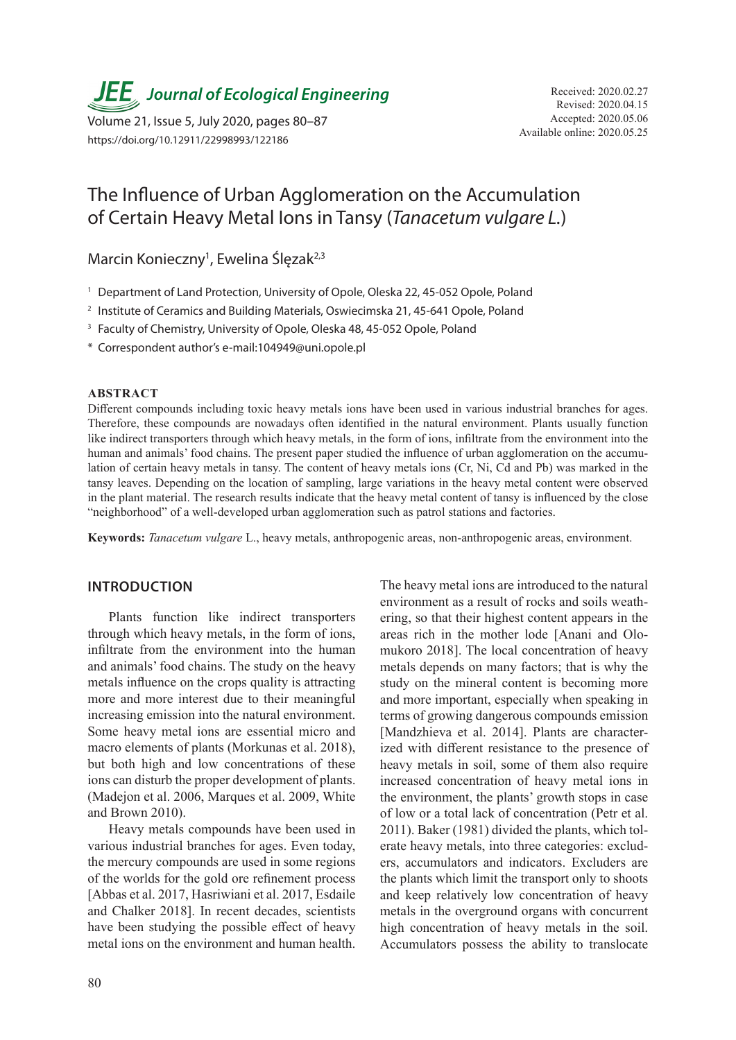Received: 2020.02.27
Revised: 2020.04.15
Accepted: 2020.05.06
Available online: 2020.05.25

https://doi.org/10.12911/22998993/122186

# The Influence of Urban Agglomeration on the Accumulation of Certain Heavy Metal Ions in Tansy (*Tanacetum vulgare L.*)

Marcin Konieczny[1], Ewelina Ślęzak[2,3]

[1] Department of Land Protection, University of Opole, Oleska 22, 45-052 Opole, Poland

[2] Institute of Ceramics and Building Materials, Oswiecimska 21, 45-641 Opole, Poland

[3] Faculty of Chemistry, University of Opole, Oleska 48, 45-052 Opole, Poland

\* Correspondent author's e-mail:104949@uni.opole.pl

## ABSTRACT

Different compounds including toxic heavy metals ions have been used in various industrial branches for ages. Therefore, these compounds are nowadays often identified in the natural environment. Plants usually function like indirect transporters through which heavy metals, in the form of ions, infiltrate from the environment into the human and animals' food chains. The present paper studied the influence of urban agglomeration on the accumulation of certain heavy metals in tansy. The content of heavy metals ions (Cr, Ni, Cd and Pb) was marked in the tansy leaves. Depending on the location of sampling, large variations in the heavy metal content were observed in the plant material. The research results indicate that the heavy metal content of tansy is influenced by the close "neighborhood" of a well-developed urban agglomeration such as patrol stations and factories.

**Keywords:** *Tanacetum vulgare* L., heavy metals, anthropogenic areas, non-anthropogenic areas, environment.

## INTRODUCTION

Plants function like indirect transporters through which heavy metals, in the form of ions, infiltrate from the environment into the human and animals' food chains. The study on the heavy metals influence on the crops quality is attracting more and more interest due to their meaningful increasing emission into the natural environment. Some heavy metal ions are essential micro and macro elements of plants (Morkunas et al. 2018), but both high and low concentrations of these ions can disturb the proper development of plants. (Madejon et al. 2006, Marques et al. 2009, White and Brown 2010).

Heavy metals compounds have been used in various industrial branches for ages. Even today, the mercury compounds are used in some regions of the worlds for the gold ore refinement process [Abbas et al. 2017, Hasriwiani et al. 2017, Esdaile and Chalker 2018]. In recent decades, scientists have been studying the possible effect of heavy metal ions on the environment and human health. The heavy metal ions are introduced to the natural environment as a result of rocks and soils weathering, so that their highest content appears in the areas rich in the mother lode [Anani and Olomukoro 2018]. The local concentration of heavy metals depends on many factors; that is why the study on the mineral content is becoming more and more important, especially when speaking in terms of growing dangerous compounds emission [Mandzhieva et al. 2014]. Plants are characterized with different resistance to the presence of heavy metals in soil, some of them also require increased concentration of heavy metal ions in the environment, the plants' growth stops in case of low or a total lack of concentration (Petr et al. 2011). Baker (1981) divided the plants, which tolerate heavy metals, into three categories: excluders, accumulators and indicators. Excluders are the plants which limit the transport only to shoots and keep relatively low concentration of heavy metals in the overground organs with concurrent high concentration of heavy metals in the soil. Accumulators possess the ability to translocate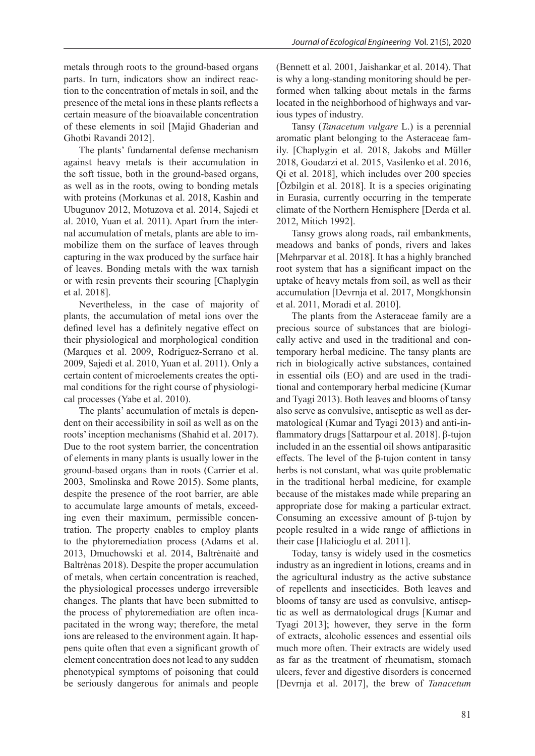metals through roots to the ground-based organs parts. In turn, indicators show an indirect reaction to the concentration of metals in soil, and the presence of the metal ions in these plants reflects a certain measure of the bioavailable concentration of these elements in soil [Majid Ghaderian and Ghotbi Ravandi 2012].

The plants' fundamental defense mechanism against heavy metals is their accumulation in the soft tissue, both in the ground-based organs, as well as in the roots, owing to bonding metals with proteins (Morkunas et al. 2018, Kashin and Ubugunov 2012, Motuzova et al. 2014, Sajedi et al. 2010, Yuan et al. 2011). Apart from the internal accumulation of metals, plants are able to immobilize them on the surface of leaves through capturing in the wax produced by the surface hair of leaves. Bonding metals with the wax tarnish or with resin prevents their scouring [Chaplygin et al. 2018].

Nevertheless, in the case of majority of plants, the accumulation of metal ions over the defined level has a definitely negative effect on their physiological and morphological condition (Marques et al. 2009, Rodriguez-Serrano et al. 2009, Sajedi et al. 2010, Yuan et al. 2011). Only a certain content of microelements creates the optimal conditions for the right course of physiological processes (Yabe et al. 2010).

The plants' accumulation of metals is dependent on their accessibility in soil as well as on the roots' inception mechanisms (Shahid et al. 2017). Due to the root system barrier, the concentration of elements in many plants is usually lower in the ground-based organs than in roots (Carrier et al. 2003, Smolinska and Rowe 2015). Some plants, despite the presence of the root barrier, are able to accumulate large amounts of metals, exceeding even their maximum, permissible concentration. The property enables to employ plants to the phytoremediation process (Adams et al. 2013, Dmuchowski et al. 2014, Baltrėnaitė and Baltrėnas 2018). Despite the proper accumulation of metals, when certain concentration is reached, the physiological processes undergo irreversible changes. The plants that have been submitted to the process of phytoremediation are often incapacitated in the wrong way; therefore, the metal ions are released to the environment again. It happens quite often that even a significant growth of element concentration does not lead to any sudden phenotypical symptoms of poisoning that could be seriously dangerous for animals and people (Bennett et al. 2001, Jaishankar et al. 2014). That is why a long-standing monitoring should be performed when talking about metals in the farms located in the neighborhood of highways and various types of industry.

Tansy (*Tanacetum vulgare* L.) is a perennial aromatic plant belonging to the Asteraceae family. [Chaplygin et al. 2018, Jakobs and Müller 2018, Goudarzi et al. 2015, Vasilenko et al. 2016, Qi et al. 2018], which includes over 200 species [Özbilgin et al. 2018]. It is a species originating in Eurasia, currently occurring in the temperate climate of the Northern Hemisphere [Derda et al. 2012, Mitich 1992].

Tansy grows along roads, rail embankments, meadows and banks of ponds, rivers and lakes [Mehrparvar et al. 2018]. It has a highly branched root system that has a significant impact on the uptake of heavy metals from soil, as well as their accumulation [Devrnja et al. 2017, Mongkhonsin et al. 2011, Moradi et al. 2010].

The plants from the Asteraceae family are a precious source of substances that are biologically active and used in the traditional and contemporary herbal medicine. The tansy plants are rich in biologically active substances, contained in essential oils (EO) and are used in the traditional and contemporary herbal medicine (Kumar and Tyagi 2013). Both leaves and blooms of tansy also serve as convulsive, antiseptic as well as dermatological (Kumar and Tyagi 2013) and anti-inflammatory drugs [Sattarpour et al. 2018]. β-tujon included in an the essential oil shows antiparasitic effects. The level of the β-tujon content in tansy herbs is not constant, what was quite problematic in the traditional herbal medicine, for example because of the mistakes made while preparing an appropriate dose for making a particular extract. Consuming an excessive amount of β-tujon by people resulted in a wide range of afflictions in their case [Halicioglu et al. 2011].

Today, tansy is widely used in the cosmetics industry as an ingredient in lotions, creams and in the agricultural industry as the active substance of repellents and insecticides. Both leaves and blooms of tansy are used as convulsive, antiseptic as well as dermatological drugs [Kumar and Tyagi 2013]; however, they serve in the form of extracts, alcoholic essences and essential oils much more often. Their extracts are widely used as far as the treatment of rheumatism, stomach ulcers, fever and digestive disorders is concerned [Devrnja et al. 2017], the brew of *Tanacetum*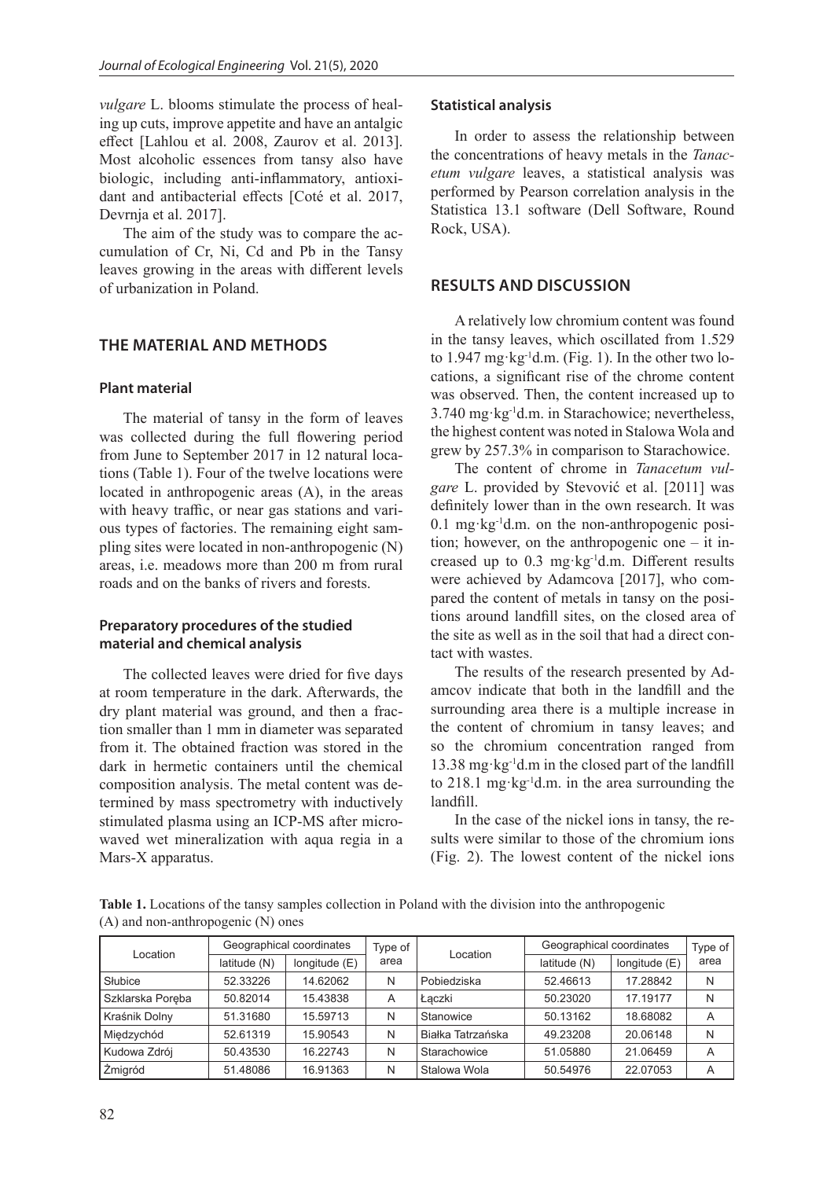*vulgare* L. blooms stimulate the process of healing up cuts, improve appetite and have an antalgic effect [Lahlou et al. 2008, Zaurov et al. 2013]. Most alcoholic essences from tansy also have biologic, including anti-inflammatory, antioxidant and antibacterial effects [Coté et al. 2017, Devrnja et al. 2017].

The aim of the study was to compare the accumulation of Cr, Ni, Cd and Pb in the Tansy leaves growing in the areas with different levels of urbanization in Poland.

## THE MATERIAL AND METHODS

### Plant material

The material of tansy in the form of leaves was collected during the full flowering period from June to September 2017 in 12 natural locations (Table 1). Four of the twelve locations were located in anthropogenic areas (A), in the areas with heavy traffic, or near gas stations and various types of factories. The remaining eight sampling sites were located in non-anthropogenic (N) areas, i.e. meadows more than 200 m from rural roads and on the banks of rivers and forests.

### Preparatory procedures of the studied material and chemical analysis

The collected leaves were dried for five days at room temperature in the dark. Afterwards, the dry plant material was ground, and then a fraction smaller than 1 mm in diameter was separated from it. The obtained fraction was stored in the dark in hermetic containers until the chemical composition analysis. The metal content was determined by mass spectrometry with inductively stimulated plasma using an ICP-MS after microwaved wet mineralization with aqua regia in a Mars-X apparatus.

### Statistical analysis

In order to assess the relationship between the concentrations of heavy metals in the *Tanacetum vulgare* leaves, a statistical analysis was performed by Pearson correlation analysis in the Statistica 13.1 software (Dell Software, Round Rock, USA).

## RESULTS AND DISCUSSION

A relatively low chromium content was found in the tansy leaves, which oscillated from 1.529 to 1.947 mg·kg$^{-1}$d.m. (Fig. 1). In the other two locations, a significant rise of the chrome content was observed. Then, the content increased up to 3.740 mg·kg$^{-1}$d.m. in Starachowice; nevertheless, the highest content was noted in Stalowa Wola and grew by 257.3% in comparison to Starachowice.

The content of chrome in *Tanacetum vulgare* L. provided by Stević et al. [2011] was definitely lower than in the own research. It was 0.1 mg·kg$^{-1}$d.m. on the non-anthropogenic position; however, on the anthropogenic one – it increased up to 0.3 mg·kg$^{-1}$d.m. Different results were achieved by Adamcova [2017], who compared the content of metals in tansy on the positions around landfill sites, on the closed area of the site as well as in the soil that had a direct contact with wastes.

The results of the research presented by Adamcov indicate that both in the landfill and the surrounding area there is a multiple increase in the content of chromium in tansy leaves; and so the chromium concentration ranged from 13.38 mg·kg$^{-1}$d.m in the closed part of the landfill to 218.1 mg·kg$^{-1}$d.m. in the area surrounding the landfill.

In the case of the nickel ions in tansy, the results were similar to those of the chromium ions (Fig. 2). The lowest content of the nickel ions

**Table 1.** Locations of the tansy samples collection in Poland with the division into the anthropogenic (A) and non-anthropogenic (N) ones

| Location | Geographical coordinates | | Type of area | Location | Geographical coordinates | | Type of area |
|---|---|---|---|---|---|---|---|
| | latitude (N) | longitude (E) | | | latitude (N) | longitude (E) | |
| Słubice | 52.33226 | 14.62062 | N | Pobiedziska | 52.46613 | 17.28842 | N |
| Szklarska Poręba | 50.82014 | 15.43838 | A | Łączki | 50.23020 | 17.19177 | N |
| Kraśnik Dolny | 51.31680 | 15.59713 | N | Stanowice | 50.13162 | 18.68082 | A |
| Międzychód | 52.61319 | 15.90543 | N | Białka Tatrzańska | 49.23208 | 20.06148 | N |
| Kudowa Zdrój | 50.43530 | 16.22743 | N | Starachowice | 51.05880 | 21.06459 | A |
| Żmigród | 51.48086 | 16.91363 | N | Stalowa Wola | 50.54976 | 22.07053 | A |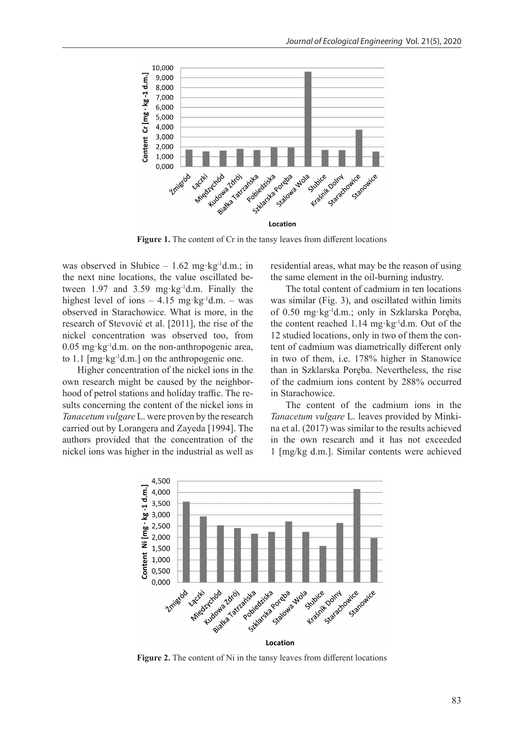Figure 1. The content of Cr in the tansy leaves from different locations

was observed in Słubice – 1.62 mg·kg$^{-1}$d.m.; in the next nine locations, the value oscillated between 1.97 and 3.59 mg·kg$^{-1}$d.m. Finally the highest level of ions – 4.15 mg·kg$^{-1}$d.m. – was observed in Starachowice. What is more, in the research of Stevović et al. [2011], the rise of the nickel concentration was observed too, from 0.05 mg·kg$^{-1}$d.m. on the non-anthropogenic area, to 1.1 [mg·kg$^{-1}$d.m.] on the anthropogenic one.

Higher concentration of the nickel ions in the own research might be caused by the neighborhood of petrol stations and holiday traffic. The results concerning the content of the nickel ions in *Tanacetum vulgare* L. were proven by the research carried out by Lorangera and Zayeda [1994]. The authors provided that the concentration of the nickel ions was higher in the industrial as well as residential areas, what may be the reason of using the same element in the oil-burning industry.

The total content of cadmium in ten locations was similar (Fig. 3), and oscillated within limits of 0.50 mg·kg$^{-1}$d.m.; only in Szklarska Poręba, the content reached 1.14 mg·kg$^{-1}$d.m. Out of the 12 studied locations, only in two of them the content of cadmium was diametrically different only in two of them, i.e. 178% higher in Stanowice than in Szklarska Poręba. Nevertheless, the rise of the cadmium ions content by 288% occurred in Starachowice.

The content of the cadmium ions in the *Tanacetum vulgare* L. leaves provided by Minkina et al. (2017) was similar to the results achieved in the own research and it has not exceeded 1 [mg/kg d.m.]. Similar contents were achieved

Figure 2. The content of Ni in the tansy leaves from different locations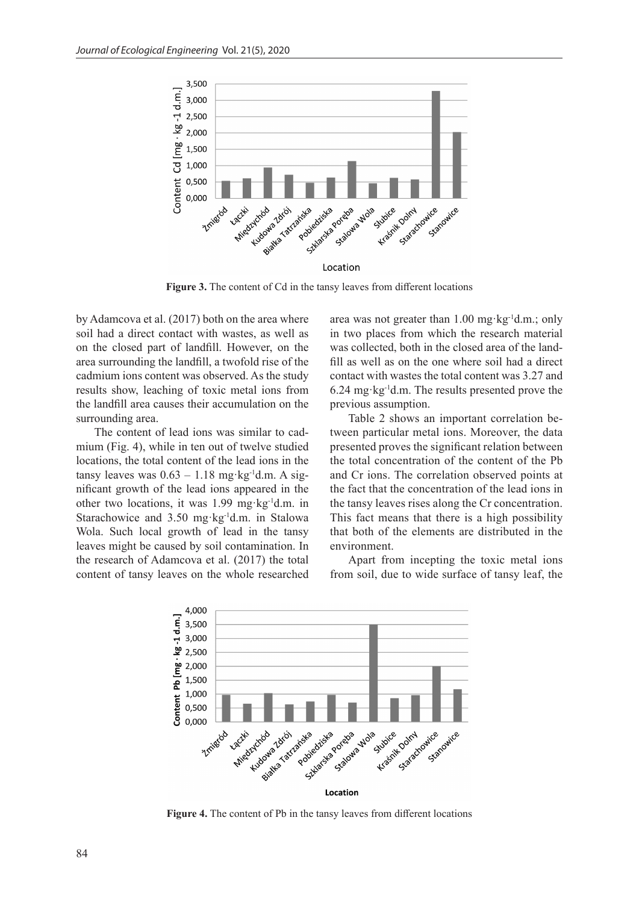Figure 3. The content of Cd in the tansy leaves from different locations

by Adamcova et al. (2017) both on the area where soil had a direct contact with wastes, as well as on the closed part of landfill. However, on the area surrounding the landfill, a twofold rise of the cadmium ions content was observed. As the study results show, leaching of toxic metal ions from the landfill area causes their accumulation on the surrounding area.

The content of lead ions was similar to cadmium (Fig. 4), while in ten out of twelve studied locations, the total content of the lead ions in the tansy leaves was 0.63 – 1.18 mg·kg$^{-1}$d.m. A significant growth of the lead ions appeared in the other two locations, it was 1.99 mg·kg$^{-1}$d.m. in Starachowice and 3.50 mg·kg$^{-1}$d.m. in Stalowa Wola. Such local growth of lead in the tansy leaves might be caused by soil contamination. In the research of Adamcova et al. (2017) the total content of tansy leaves on the whole researched area was not greater than 1.00 mg·kg$^{-1}$d.m.; only in two places from which the research material was collected, both in the closed area of the landfill as well as on the one where soil had a direct contact with wastes the total content was 3.27 and 6.24 mg·kg$^{-1}$d.m. The results presented prove the previous assumption.

Table 2 shows an important correlation between particular metal ions. Moreover, the data presented proves the significant relation between the total concentration of the content of the Pb and Cr ions. The correlation observed points at the fact that the concentration of the lead ions in the tansy leaves rises along the Cr concentration. This fact means that there is a high possibility that both of the elements are distributed in the environment.

Apart from incepting the toxic metal ions from soil, due to wide surface of tansy leaf, the

Figure 4. The content of Pb in the tansy leaves from different locations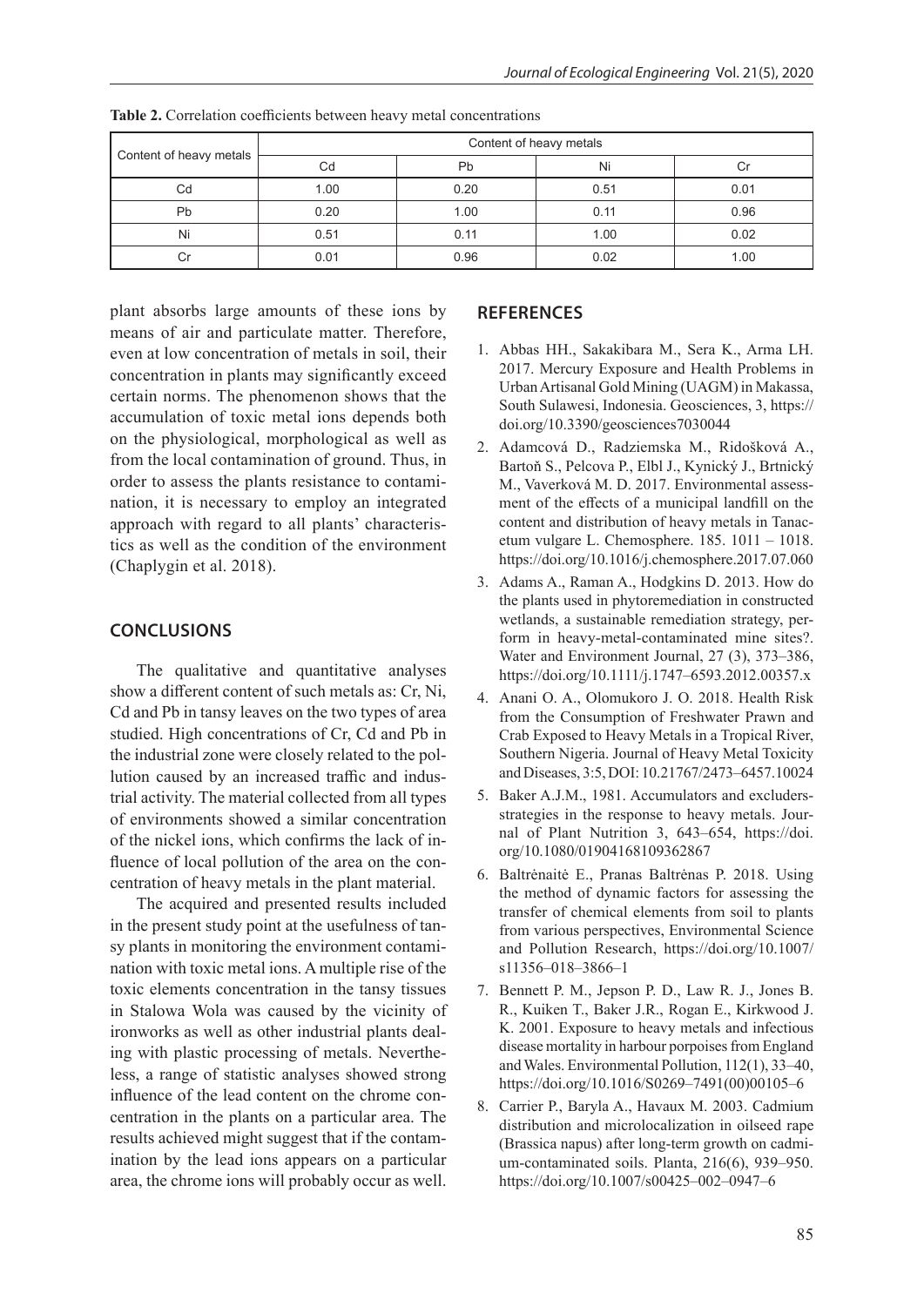**Table 2.** Correlation coefficients between heavy metal concentrations

| Content of heavy metals | Content of heavy metals | | | |
|---|---|---|---|---|
| | Cd | Pb | Ni | Cr |
| Cd | 1.00 | 0.20 | 0.51 | 0.01 |
| Pb | 0.20 | 1.00 | 0.11 | 0.96 |
| Ni | 0.51 | 0.11 | 1.00 | 0.02 |
| Cr | 0.01 | 0.96 | 0.02 | 1.00 |

plant absorbs large amounts of these ions by means of air and particulate matter. Therefore, even at low concentration of metals in soil, their concentration in plants may significantly exceed certain norms. The phenomenon shows that the accumulation of toxic metal ions depends both on the physiological, morphological as well as from the local contamination of ground. Thus, in order to assess the plants resistance to contamination, it is necessary to employ an integrated approach with regard to all plants' characteristics as well as the condition of the environment (Chaplygin et al. 2018).

## CONCLUSIONS

The qualitative and quantitative analyses show a different content of such metals as: Cr, Ni, Cd and Pb in tansy leaves on the two types of area studied. High concentrations of Cr, Cd and Pb in the industrial zone were closely related to the pollution caused by an increased traffic and industrial activity. The material collected from all types of environments showed a similar concentration of the nickel ions, which confirms the lack of influence of local pollution of the area on the concentration of heavy metals in the plant material.

The acquired and presented results included in the present study point at the usefulness of tansy plants in monitoring the environment contamination with toxic metal ions. A multiple rise of the toxic elements concentration in the tansy tissues in Stalowa Wola was caused by the vicinity of ironworks as well as other industrial plants dealing with plastic processing of metals. Nevertheless, a range of statistic analyses showed strong influence of the lead content on the chrome concentration in the plants on a particular area. The results achieved might suggest that if the contamination by the lead ions appears on a particular area, the chrome ions will probably occur as well.

## REFERENCES

1. Abbas HH., Sakakibara M., Sera K., Arma LH. 2017. Mercury Exposure and Health Problems in Urban Artisanal Gold Mining (UAGM) in Makassa, South Sulawesi, Indonesia. Geosciences, 3, https://doi.org/10.3390/geosciences7030044
2. Adamcová D., Radziemska M., Ridošková A., Bartoň S., Pelcova P., Elbl J., Kynický J., Brtnický M., Vaverková M. D. 2017. Environmental assessment of the effects of a municipal landfill on the content and distribution of heavy metals in Tanacetum vulgare L. Chemosphere. 185. 1011 – 1018. https://doi.org/10.1016/j.chemosphere.2017.07.060
3. Adams A., Raman A., Hodgkins D. 2013. How do the plants used in phytoremediation in constructed wetlands, a sustainable remediation strategy, perform in heavy-metal-contaminated mine sites?. Water and Environment Journal, 27 (3), 373–386, https://doi.org/10.1111/j.1747–6593.2012.00357.x
4. Anani O. A., Olomukoro J. O. 2018. Health Risk from the Consumption of Freshwater Prawn and Crab Exposed to Heavy Metals in a Tropical River, Southern Nigeria. Journal of Heavy Metal Toxicity and Diseases, 3:5, DOI: 10.21767/2473–6457.10024
5. Baker A.J.M., 1981. Accumulators and excluders-strategies in the response to heavy metals. Journal of Plant Nutrition 3, 643–654, https://doi.org/10.1080/01904168109362867
6. Baltrėnaitė E., Pranas Baltrėnas P. 2018. Using the method of dynamic factors for assessing the transfer of chemical elements from soil to plants from various perspectives, Environmental Science and Pollution Research, https://doi.org/10.1007/s11356–018–3866–1
7. Bennett P. M., Jepson P. D., Law R. J., Jones B. R., Kuiken T., Baker J.R., Rogan E., Kirkwood J. K. 2001. Exposure to heavy metals and infectious disease mortality in harbour porpoises from England and Wales. Environmental Pollution, 112(1), 33–40, https://doi.org/10.1016/S0269–7491(00)00105–6
8. Carrier P., Baryla A., Havaux M. 2003. Cadmium distribution and microlocalization in oilseed rape (Brassica napus) after long-term growth on cadmium-contaminated soils. Planta, 216(6), 939–950. https://doi.org/10.1007/s00425–002–0947–6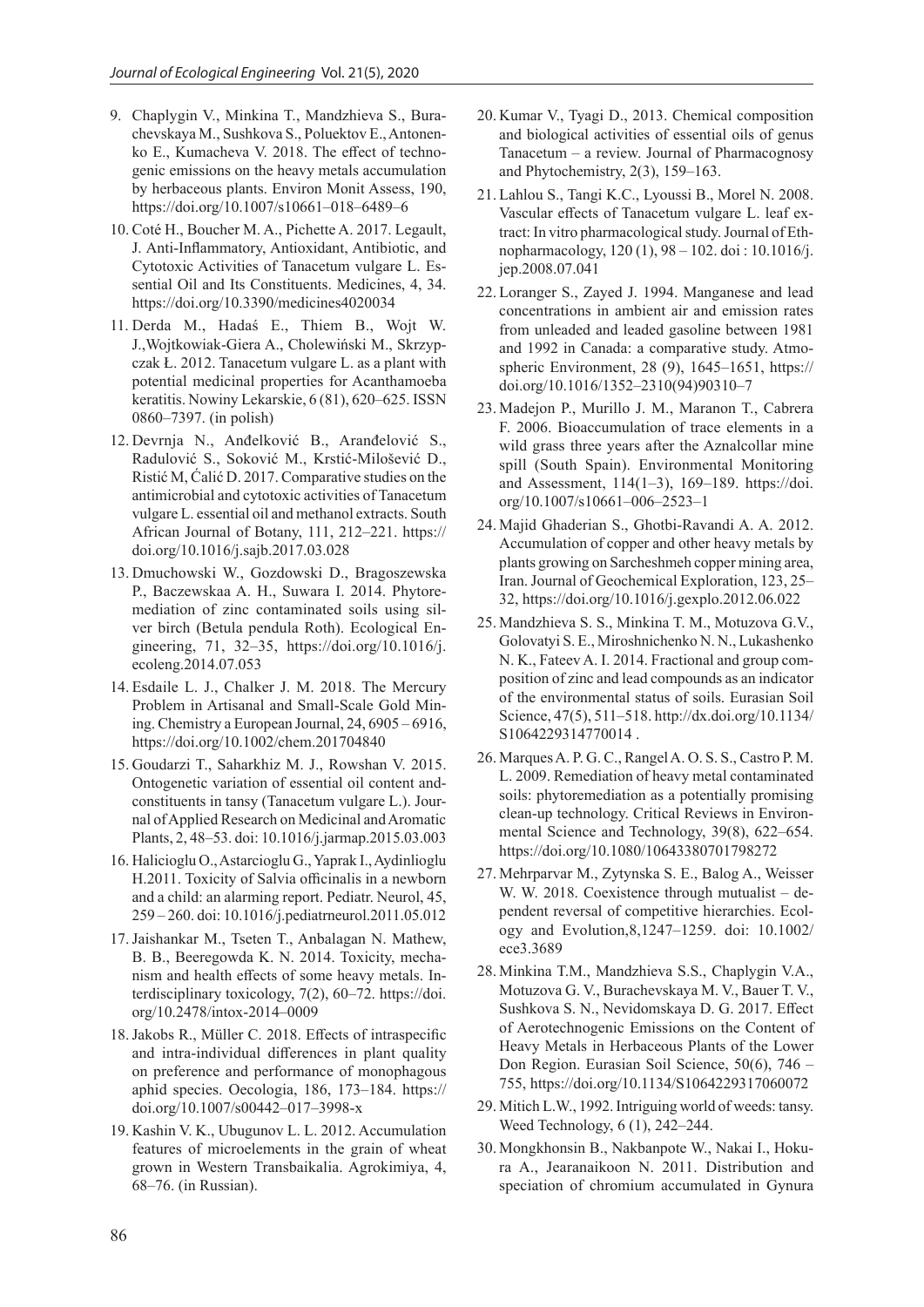9. Chaplygin V., Minkina T., Mandzhieva S., Burachevskaya M., Sushkova S., Poluektov E., Antonenko E., Kumacheva V. 2018. The effect of technogenic emissions on the heavy metals accumulation by herbaceous plants. Environ Monit Assess, 190, https://doi.org/10.1007/s10661–018–6489–6
10. Coté H., Boucher M. A., Pichette A. 2017. Legault, J. Anti-Inflammatory, Antioxidant, Antibiotic, and Cytotoxic Activities of Tanacetum vulgare L. Essential Oil and Its Constituents. Medicines, 4, 34. https://doi.org/10.3390/medicines4020034
11. Derda M., Hadaś E., Thiem B., Wojt W. J.,Wojtkowiak-Giera A., Cholewiński M., Skrzypczak Ł. 2012. Tanacetum vulgare L. as a plant with potential medicinal properties for Acanthamoeba keratitis. Nowiny Lekarskie, 6 (81), 620–625. ISSN 0860–7397. (in polish)
12. Devrnja N., Anđelković B., Aranđelović S., Radulović S., Soković M., Krstić-Milošević D., Ristić M, Ćalić D. 2017. Comparative studies on the antimicrobial and cytotoxic activities of Tanacetum vulgare L. essential oil and methanol extracts. South African Journal of Botany, 111, 212–221. https://doi.org/10.1016/j.sajb.2017.03.028
13. Dmuchowski W., Gozdowski D., Bragoszewska P., Baczewskaa A. H., Suwara I. 2014. Phytoremediation of zinc contaminated soils using silver birch (Betula pendula Roth). Ecological Engineering, 71, 32–35, https://doi.org/10.1016/j.ecoleng.2014.07.053
14. Esdaile L. J., Chalker J. M. 2018. The Mercury Problem in Artisanal and Small-Scale Gold Mining. Chemistry a European Journal, 24, 6905 – 6916, https://doi.org/10.1002/chem.201704840
15. Goudarzi T., Saharkhiz M. J., Rowshan V. 2015. Ontogenetic variation of essential oil content andconstituents in tansy (Tanacetum vulgare L.). Journal of Applied Research on Medicinal and Aromatic Plants, 2, 48–53. doi: 10.1016/j.jarmap.2015.03.003
16. Halicioglu O., Astarcioglu G., Yaprak I., Aydinlioglu H.2011. Toxicity of Salvia officinalis in a newborn and a child: an alarming report. Pediatr. Neurol, 45, 259 – 260. doi: 10.1016/j.pediatrneurol.2011.05.012
17. Jaishankar M., Tseten T., Anbalagan N. Mathew, B. B., Beeregowda K. N. 2014. Toxicity, mechanism and health effects of some heavy metals. Interdisciplinary toxicology, 7(2), 60–72. https://doi.org/10.2478/intox-2014–0009
18. Jakobs R., Müller C. 2018. Effects of intraspecific and intra-individual differences in plant quality on preference and performance of monophagous aphid species. Oecologia, 186, 173–184. https://doi.org/10.1007/s00442–017–3998-x
19. Kashin V. K., Ubugunov L. L. 2012. Accumulation features of microelements in the grain of wheat grown in Western Transbaikalia. Agrokimiya, 4, 68–76. (in Russian).
20. Kumar V., Tyagi D., 2013. Chemical composition and biological activities of essential oils of genus Tanacetum – a review. Journal of Pharmacognosy and Phytochemistry, 2(3), 159–163.
21. Lahlou S., Tangi K.C., Lyoussi B., Morel N. 2008. Vascular effects of Tanacetum vulgare L. leaf extract: In vitro pharmacological study. Journal of Ethnopharmacology, 120 (1), 98 – 102. doi : 10.1016/j.jep.2008.07.041
22. Loranger S., Zayed J. 1994. Manganese and lead concentrations in ambient air and emission rates from unleaded and leaded gasoline between 1981 and 1992 in Canada: a comparative study. Atmospheric Environment, 28 (9), 1645–1651, https://doi.org/10.1016/1352–2310(94)90310–7
23. Madejon P., Murillo J. M., Maranon T., Cabrera F. 2006. Bioaccumulation of trace elements in a wild grass three years after the Aznalcollar mine spill (South Spain). Environmental Monitoring and Assessment, 114(1–3), 169–189. https://doi.org/10.1007/s10661–006–2523–1
24. Majid Ghaderian S., Ghotbi-Ravandi A. A. 2012. Accumulation of copper and other heavy metals by plants growing on Sarcheshmeh copper mining area, Iran. Journal of Geochemical Exploration, 123, 25–32, https://doi.org/10.1016/j.gexplo.2012.06.022
25. Mandzhieva S. S., Minkina T. M., Motuzova G.V., Golovatyi S. E., Miroshnichenko N. N., Lukashenko N. K., Fateev A. I. 2014. Fractional and group composition of zinc and lead compounds as an indicator of the environmental status of soils. Eurasian Soil Science, 47(5), 511–518. http://dx.doi.org/10.1134/S1064229314770014 .
26. Marques A. P. G. C., Rangel A. O. S. S., Castro P. M. L. 2009. Remediation of heavy metal contaminated soils: phytoremediation as a potentially promising clean-up technology. Critical Reviews in Environmental Science and Technology, 39(8), 622–654. https://doi.org/10.1080/10643380701798272
27. Mehrparvar M., Zytynska S. E., Balog A., Weisser W. W. 2018. Coexistence through mutualist – dependent reversal of competitive hierarchies. Ecology and Evolution,8,1247–1259. doi: 10.1002/ece3.3689
28. Minkina T.M., Mandzhieva S.S., Chaplygin V.A., Motuzova G. V., Burachevskaya M. V., Bauer T. V., Sushkova S. N., Nevidomskaya D. G. 2017. Effect of Aerotechnogenic Emissions on the Content of Heavy Metals in Herbaceous Plants of the Lower Don Region. Eurasian Soil Science, 50(6), 746 – 755, https://doi.org/10.1134/S1064229317060072
29. Mitich L.W., 1992. Intriguing world of weeds: tansy. Weed Technology, 6 (1), 242–244.
30. Mongkhonsin B., Nakbanpote W., Nakai I., Hokura A., Jearanaikoon N. 2011. Distribution and speciation of chromium accumulated in Gynura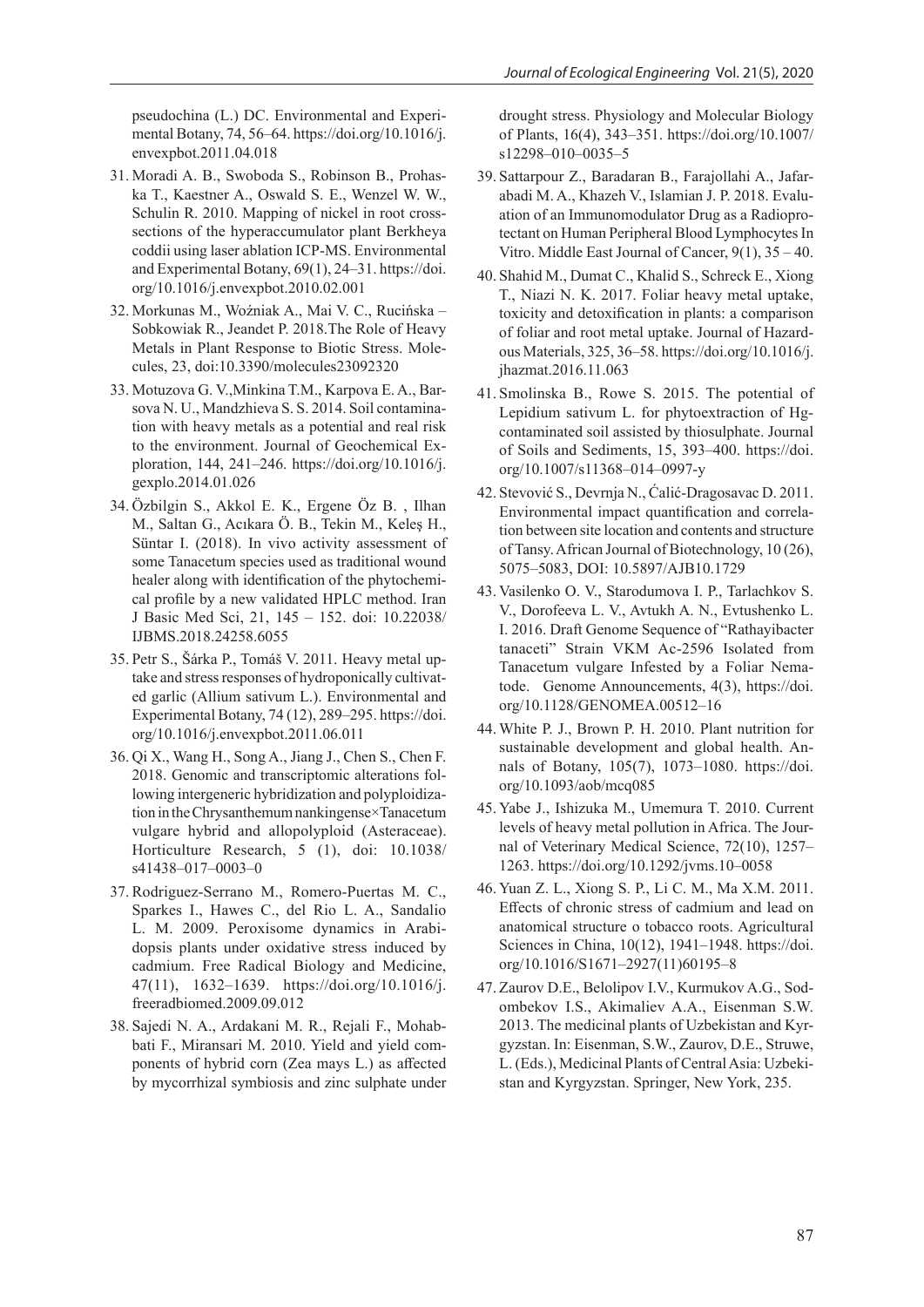pseudochina (L.) DC. Environmental and Experimental Botany, 74, 56–64. https://doi.org/10.1016/j.envexpbot.2011.04.018

31. Moradi A. B., Swoboda S., Robinson B., Prohaska T., Kaestner A., Oswald S. E., Wenzel W. W., Schulin R. 2010. Mapping of nickel in root cross-sections of the hyperaccumulator plant Berkheya coddii using laser ablation ICP-MS. Environmental and Experimental Botany, 69(1), 24–31. https://doi.org/10.1016/j.envexpbot.2010.02.001
32. Morkunas M., Woźniak A., Mai V. C., Rucińska – Sobkowiak R., Jeandet P. 2018.The Role of Heavy Metals in Plant Response to Biotic Stress. Molecules, 23, doi:10.3390/molecules23092320
33. Motuzova G. V.,Minkina T.M., Karpova E. A., Barsova N. U., Mandzhieva S. S. 2014. Soil contamination with heavy metals as a potential and real risk to the environment. Journal of Geochemical Exploration, 144, 241–246. https://doi.org/10.1016/j.gexplo.2014.01.026
34. Özbilgin S., Akkol E. K., Ergene Öz B. , Ilhan M., Saltan G., Acıkara Ö. B., Tekin M., Keleş H., Süntar I. (2018). In vivo activity assessment of some Tanacetum species used as traditional wound healer along with identification of the phytochemical profile by a new validated HPLC method. Iran J Basic Med Sci, 21, 145 – 152. doi: 10.22038/IJBMS.2018.24258.6055
35. Petr S., Šárka P., Tomáš V. 2011. Heavy metal uptake and stress responses of hydroponically cultivated garlic (Allium sativum L.). Environmental and Experimental Botany, 74 (12), 289–295. https://doi.org/10.1016/j.envexpbot.2011.06.011
36. Qi X., Wang H., Song A., Jiang J., Chen S., Chen F. 2018. Genomic and transcriptomic alterations following intergeneric hybridization and polyploidization in the Chrysanthemum nankingense×Tanacetum vulgare hybrid and allopolyploid (Asteraceae). Horticulture Research, 5 (1), doi: 10.1038/s41438–017–0003–0
37. Rodriguez-Serrano M., Romero-Puertas M. C., Sparkes I., Hawes C., del Rio L. A., Sandalio L. M. 2009. Peroxisome dynamics in Arabidopsis plants under oxidative stress induced by cadmium. Free Radical Biology and Medicine, 47(11), 1632–1639. https://doi.org/10.1016/j.freeradbiomed.2009.09.012
38. Sajedi N. A., Ardakani M. R., Rejali F., Mohabbati F., Miransari M. 2010. Yield and yield components of hybrid corn (Zea mays L.) as affected by mycorrhizal symbiosis and zinc sulphate under drought stress. Physiology and Molecular Biology of Plants, 16(4), 343–351. https://doi.org/10.1007/s12298–010–0035–5
39. Sattarpour Z., Baradaran B., Farajollahi A., Jafarabadi M. A., Khazeh V., Islamian J. P. 2018. Evaluation of an Immunomodulator Drug as a Radioprotectant on Human Peripheral Blood Lymphocytes In Vitro. Middle East Journal of Cancer, 9(1), 35 – 40.
40. Shahid M., Dumat C., Khalid S., Schreck E., Xiong T., Niazi N. K. 2017. Foliar heavy metal uptake, toxicity and detoxification in plants: a comparison of foliar and root metal uptake. Journal of Hazardous Materials, 325, 36–58. https://doi.org/10.1016/j.jhazmat.2016.11.063
41. Smolinska B., Rowe S. 2015. The potential of Lepidium sativum L. for phytoextraction of Hg-contaminated soil assisted by thiosulphate. Journal of Soils and Sediments, 15, 393–400. https://doi.org/10.1007/s11368–014–0997-y
42. Stevović S., Devrnja N., Ćalić-Dragosavac D. 2011. Environmental impact quantification and correlation between site location and contents and structure of Tansy. African Journal of Biotechnology, 10 (26), 5075–5083, DOI: 10.5897/AJB10.1729
43. Vasilenko O. V., Starodumova I. P., Tarlachkov S. V., Dorofeeva L. V., Avtukh A. N., Evtushenko L. I. 2016. Draft Genome Sequence of "Rathayibacter tanaceti" Strain VKM Ac-2596 Isolated from Tanacetum vulgare Infested by a Foliar Nematode. Genome Announcements, 4(3), https://doi.org/10.1128/GENOMEA.00512–16
44. White P. J., Brown P. H. 2010. Plant nutrition for sustainable development and global health. Annals of Botany, 105(7), 1073–1080. https://doi.org/10.1093/aob/mcq085
45. Yabe J., Ishizuka M., Umemura T. 2010. Current levels of heavy metal pollution in Africa. The Journal of Veterinary Medical Science, 72(10), 1257–1263. https://doi.org/10.1292/jvms.10–0058
46. Yuan Z. L., Xiong S. P., Li C. M., Ma X.M. 2011. Effects of chronic stress of cadmium and lead on anatomical structure o tobacco roots. Agricultural Sciences in China, 10(12), 1941–1948. https://doi.org/10.1016/S1671–2927(11)60195–8
47. Zaurov D.E., Belolipov I.V., Kurmukov A.G., Sodombekov I.S., Akimaliev A.A., Eisenman S.W. 2013. The medicinal plants of Uzbekistan and Kyrgyzstan. In: Eisenman, S.W., Zaurov, D.E., Struwe, L. (Eds.), Medicinal Plants of Central Asia: Uzbekistan and Kyrgyzstan. Springer, New York, 235.